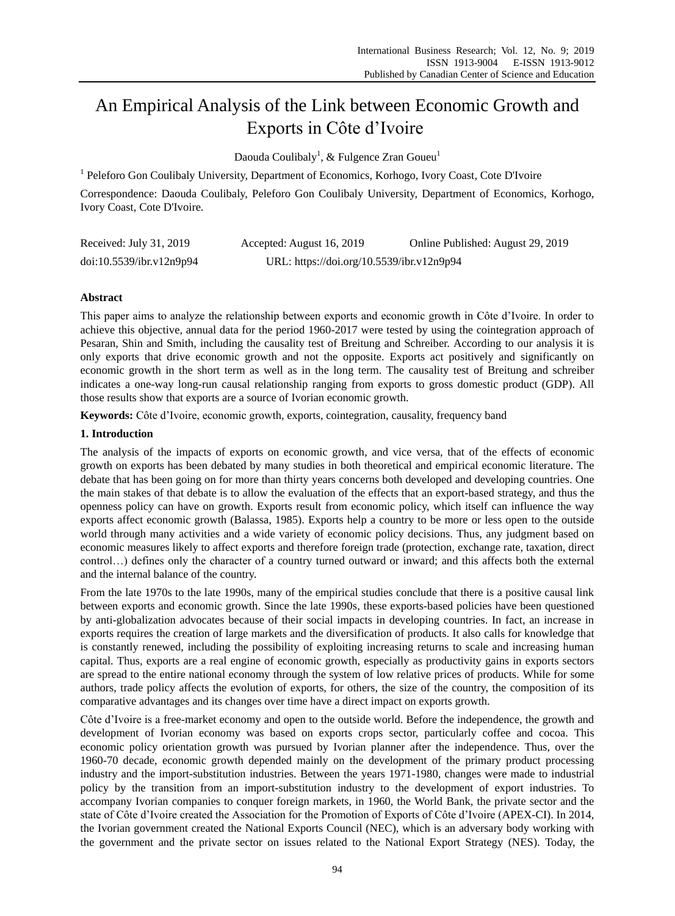# An Empirical Analysis of the Link between Economic Growth and Exports in Côte d'Ivoire

Daouda Coulibaly[1], & Fulgence Zran Goueu[1]

[1] Peleforo Gon Coulibaly University, Department of Economics, Korhogo, Ivory Coast, Cote D'Ivoire

Correspondence: Daouda Coulibaly, Peleforo Gon Coulibaly University, Department of Economics, Korhogo, Ivory Coast, Cote D'Ivoire.

Received: July 31, 2019 Accepted: August 16, 2019 Online Published: August 29, 2019

doi:10.5539/ibr.v12n9p94 URL: https://doi.org/10.5539/ibr.v12n9p94

## Abstract

This paper aims to analyze the relationship between exports and economic growth in Côte d'Ivoire. In order to achieve this objective, annual data for the period 1960-2017 were tested by using the cointegration approach of Pesaran, Shin and Smith, including the causality test of Breitung and Schreiber. According to our analysis it is only exports that drive economic growth and not the opposite. Exports act positively and significantly on economic growth in the short term as well as in the long term. The causality test of Breitung and schreiber indicates a one-way long-run causal relationship ranging from exports to gross domestic product (GDP). All those results show that exports are a source of Ivorian economic growth.

**Keywords:** Côte d'Ivoire, economic growth, exports, cointegration, causality, frequency band

## 1. Introduction

The analysis of the impacts of exports on economic growth, and vice versa, that of the effects of economic growth on exports has been debated by many studies in both theoretical and empirical economic literature. The debate that has been going on for more than thirty years concerns both developed and developing countries. One the main stakes of that debate is to allow the evaluation of the effects that an export-based strategy, and thus the openness policy can have on growth. Exports result from economic policy, which itself can influence the way exports affect economic growth (Balassa, 1985). Exports help a country to be more or less open to the outside world through many activities and a wide variety of economic policy decisions. Thus, any judgment based on economic measures likely to affect exports and therefore foreign trade (protection, exchange rate, taxation, direct control…) defines only the character of a country turned outward or inward; and this affects both the external and the internal balance of the country.

From the late 1970s to the late 1990s, many of the empirical studies conclude that there is a positive causal link between exports and economic growth. Since the late 1990s, these exports-based policies have been questioned by anti-globalization advocates because of their social impacts in developing countries. In fact, an increase in exports requires the creation of large markets and the diversification of products. It also calls for knowledge that is constantly renewed, including the possibility of exploiting increasing returns to scale and increasing human capital. Thus, exports are a real engine of economic growth, especially as productivity gains in exports sectors are spread to the entire national economy through the system of low relative prices of products. While for some authors, trade policy affects the evolution of exports, for others, the size of the country, the composition of its comparative advantages and its changes over time have a direct impact on exports growth.

Côte d'Ivoire is a free-market economy and open to the outside world. Before the independence, the growth and development of Ivorian economy was based on exports crops sector, particularly coffee and cocoa. This economic policy orientation growth was pursued by Ivorian planner after the independence. Thus, over the 1960-70 decade, economic growth depended mainly on the development of the primary product processing industry and the import-substitution industries. Between the years 1971-1980, changes were made to industrial policy by the transition from an import-substitution industry to the development of export industries. To accompany Ivorian companies to conquer foreign markets, in 1960, the World Bank, the private sector and the state of Côte d'Ivoire created the Association for the Promotion of Exports of Côte d'Ivoire (APEX-CI). In 2014, the Ivorian government created the National Exports Council (NEC), which is an adversary body working with the government and the private sector on issues related to the National Export Strategy (NES). Today, the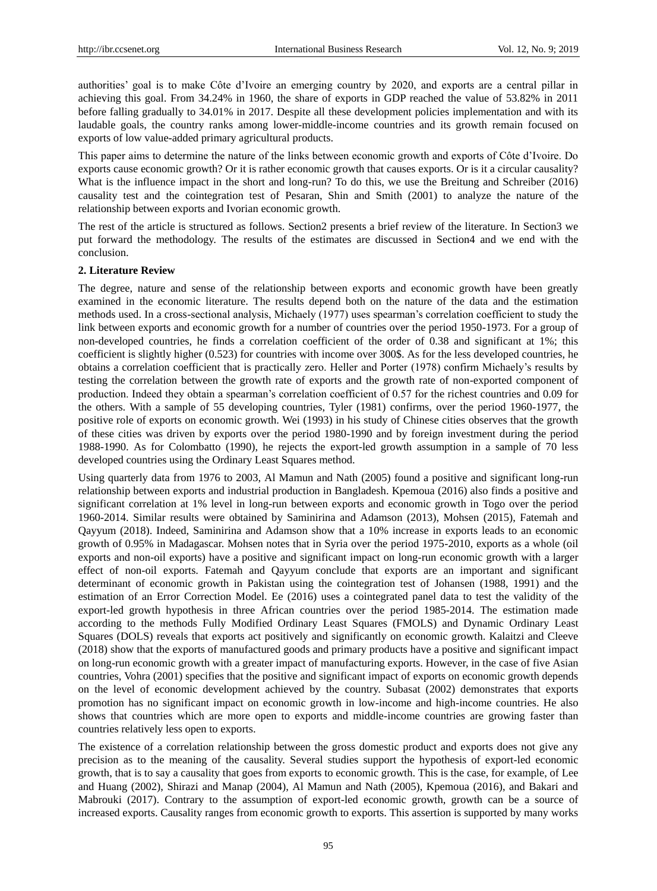authorities' goal is to make Côte d'Ivoire an emerging country by 2020, and exports are a central pillar in achieving this goal. From 34.24% in 1960, the share of exports in GDP reached the value of 53.82% in 2011 before falling gradually to 34.01% in 2017. Despite all these development policies implementation and with its laudable goals, the country ranks among lower-middle-income countries and its growth remain focused on exports of low value-added primary agricultural products.

This paper aims to determine the nature of the links between economic growth and exports of Côte d'Ivoire. Do exports cause economic growth? Or it is rather economic growth that causes exports. Or is it a circular causality? What is the influence impact in the short and long-run? To do this, we use the Breitung and Schreiber (2016) causality test and the cointegration test of Pesaran, Shin and Smith (2001) to analyze the nature of the relationship between exports and Ivorian economic growth.

The rest of the article is structured as follows. Section2 presents a brief review of the literature. In Section3 we put forward the methodology. The results of the estimates are discussed in Section4 and we end with the conclusion.

## 2. Literature Review

The degree, nature and sense of the relationship between exports and economic growth have been greatly examined in the economic literature. The results depend both on the nature of the data and the estimation methods used. In a cross-sectional analysis, Michaely (1977) uses spearman's correlation coefficient to study the link between exports and economic growth for a number of countries over the period 1950-1973. For a group of non-developed countries, he finds a correlation coefficient of the order of 0.38 and significant at 1%; this coefficient is slightly higher (0.523) for countries with income over 300$. As for the less developed countries, he obtains a correlation coefficient that is practically zero. Heller and Porter (1978) confirm Michaely's results by testing the correlation between the growth rate of exports and the growth rate of non-exported component of production. Indeed they obtain a spearman's correlation coefficient of 0.57 for the richest countries and 0.09 for the others. With a sample of 55 developing countries, Tyler (1981) confirms, over the period 1960-1977, the positive role of exports on economic growth. Wei (1993) in his study of Chinese cities observes that the growth of these cities was driven by exports over the period 1980-1990 and by foreign investment during the period 1988-1990. As for Colombatto (1990), he rejects the export-led growth assumption in a sample of 70 less developed countries using the Ordinary Least Squares method.

Using quarterly data from 1976 to 2003, Al Mamun and Nath (2005) found a positive and significant long-run relationship between exports and industrial production in Bangladesh. Kpemoua (2016) also finds a positive and significant correlation at 1% level in long-run between exports and economic growth in Togo over the period 1960-2014. Similar results were obtained by Saminirina and Adamson (2013), Mohsen (2015), Fatemah and Qayyum (2018). Indeed, Saminirina and Adamson show that a 10% increase in exports leads to an economic growth of 0.95% in Madagascar. Mohsen notes that in Syria over the period 1975-2010, exports as a whole (oil exports and non-oil exports) have a positive and significant impact on long-run economic growth with a larger effect of non-oil exports. Fatemah and Qayyum conclude that exports are an important and significant determinant of economic growth in Pakistan using the cointegration test of Johansen (1988, 1991) and the estimation of an Error Correction Model. Ee (2016) uses a cointegrated panel data to test the validity of the export-led growth hypothesis in three African countries over the period 1985-2014. The estimation made according to the methods Fully Modified Ordinary Least Squares (FMOLS) and Dynamic Ordinary Least Squares (DOLS) reveals that exports act positively and significantly on economic growth. Kalaitzi and Cleeve (2018) show that the exports of manufactured goods and primary products have a positive and significant impact on long-run economic growth with a greater impact of manufacturing exports. However, in the case of five Asian countries, Vohra (2001) specifies that the positive and significant impact of exports on economic growth depends on the level of economic development achieved by the country. Subasat (2002) demonstrates that exports promotion has no significant impact on economic growth in low-income and high-income countries. He also shows that countries which are more open to exports and middle-income countries are growing faster than countries relatively less open to exports.

The existence of a correlation relationship between the gross domestic product and exports does not give any precision as to the meaning of the causality. Several studies support the hypothesis of export-led economic growth, that is to say a causality that goes from exports to economic growth. This is the case, for example, of Lee and Huang (2002), Shirazi and Manap (2004), Al Mamun and Nath (2005), Kpemoua (2016), and Bakari and Mabrouki (2017). Contrary to the assumption of export-led economic growth, growth can be a source of increased exports. Causality ranges from economic growth to exports. This assertion is supported by many works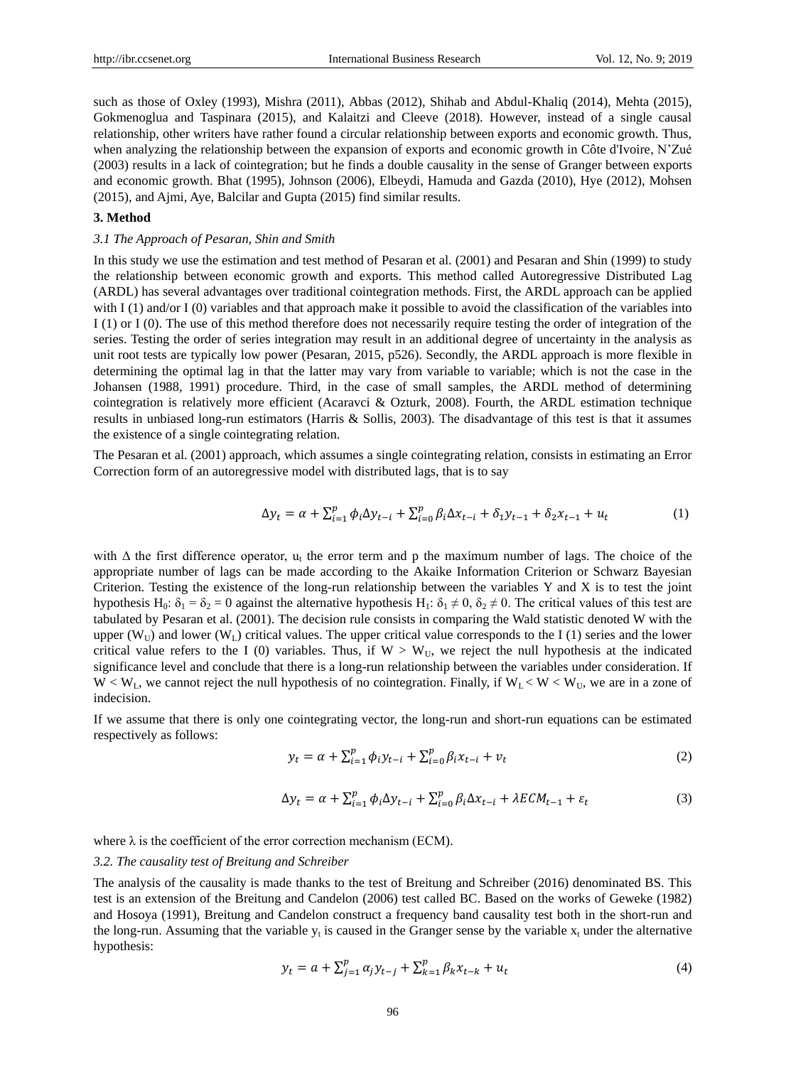such as those of Oxley (1993), Mishra (2011), Abbas (2012), Shihab and Abdul-Khaliq (2014), Mehta (2015), Gokmenoglua and Taspinara (2015), and Kalaitzi and Cleeve (2018). However, instead of a single causal relationship, other writers have rather found a circular relationship between exports and economic growth. Thus, when analyzing the relationship between the expansion of exports and economic growth in Côte d'Ivoire, N'Zué (2003) results in a lack of cointegration; but he finds a double causality in the sense of Granger between exports and economic growth. Bhat (1995), Johnson (2006), Elbeydi, Hamuda and Gazda (2010), Hye (2012), Mohsen (2015), and Ajmi, Aye, Balcilar and Gupta (2015) find similar results.

## 3. Method

### *3.1 The Approach of Pesaran, Shin and Smith*

In this study we use the estimation and test method of Pesaran et al. (2001) and Pesaran and Shin (1999) to study the relationship between economic growth and exports. This method called Autoregressive Distributed Lag (ARDL) has several advantages over traditional cointegration methods. First, the ARDL approach can be applied with I (1) and/or I (0) variables and that approach make it possible to avoid the classification of the variables into I (1) or I (0). The use of this method therefore does not necessarily require testing the order of integration of the series. Testing the order of series integration may result in an additional degree of uncertainty in the analysis as unit root tests are typically low power (Pesaran, 2015, p526). Secondly, the ARDL approach is more flexible in determining the optimal lag in that the latter may vary from variable to variable; which is not the case in the Johansen (1988, 1991) procedure. Third, in the case of small samples, the ARDL method of determining cointegration is relatively more efficient (Acaravci & Ozturk, 2008). Fourth, the ARDL estimation technique results in unbiased long-run estimators (Harris & Sollis, 2003). The disadvantage of this test is that it assumes the existence of a single cointegrating relation.

The Pesaran et al. (2001) approach, which assumes a single cointegrating relation, consists in estimating an Error Correction form of an autoregressive model with distributed lags, that is to say

$$\Delta y_t = \alpha + \sum_{i=1}^{p} \phi_i \Delta y_{t-i} + \sum_{i=0}^{p} \beta_i \Delta x_{t-i} + \delta_1 y_{t-1} + \delta_2 x_{t-1} + u_t \quad (1)$$

with $\Delta$ the first difference operator, $u_t$ the error term and p the maximum number of lags. The choice of the appropriate number of lags can be made according to the Akaike Information Criterion or Schwarz Bayesian Criterion. Testing the existence of the long-run relationship between the variables Y and X is to test the joint hypothesis $H_0$: $\delta_1 = \delta_2 = 0$ against the alternative hypothesis $H_1$: $\delta_1 \neq 0$, $\delta_2 \neq 0$. The critical values of this test are tabulated by Pesaran et al. (2001). The decision rule consists in comparing the Wald statistic denoted W with the upper ($W_U$) and lower ($W_L$) critical values. The upper critical value corresponds to the I (1) series and the lower critical value refers to the I (0) variables. Thus, if $W > W_U$, we reject the null hypothesis at the indicated significance level and conclude that there is a long-run relationship between the variables under consideration. If $W < W_L$, we cannot reject the null hypothesis of no cointegration. Finally, if $W_L < W < W_U$, we are in a zone of indecision.

If we assume that there is only one cointegrating vector, the long-run and short-run equations can be estimated respectively as follows:

$$y_t = \alpha + \sum_{i=1}^{p} \phi_i y_{t-i} + \sum_{i=0}^{p} \beta_i x_{t-i} + v_t \quad (2)$$

$$\Delta y_t = \alpha + \sum_{i=1}^{p} \phi_i \Delta y_{t-i} + \sum_{i=0}^{p} \beta_i \Delta x_{t-i} + \lambda ECM_{t-1} + \varepsilon_t \quad (3)$$

where $\lambda$ is the coefficient of the error correction mechanism (ECM).

### *3.2. The causality test of Breitung and Schreiber*

The analysis of the causality is made thanks to the test of Breitung and Schreiber (2016) denominated BS. This test is an extension of the Breitung and Candelon (2006) test called BC. Based on the works of Geweke (1982) and Hosoya (1991), Breitung and Candelon construct a frequency band causality test both in the short-run and the long-run. Assuming that the variable $y_t$ is caused in the Granger sense by the variable $x_t$ under the alternative hypothesis:

$$y_t = a + \sum_{j=1}^{p} \alpha_j y_{t-j} + \sum_{k=1}^{p} \beta_k x_{t-k} + u_t \quad (4)$$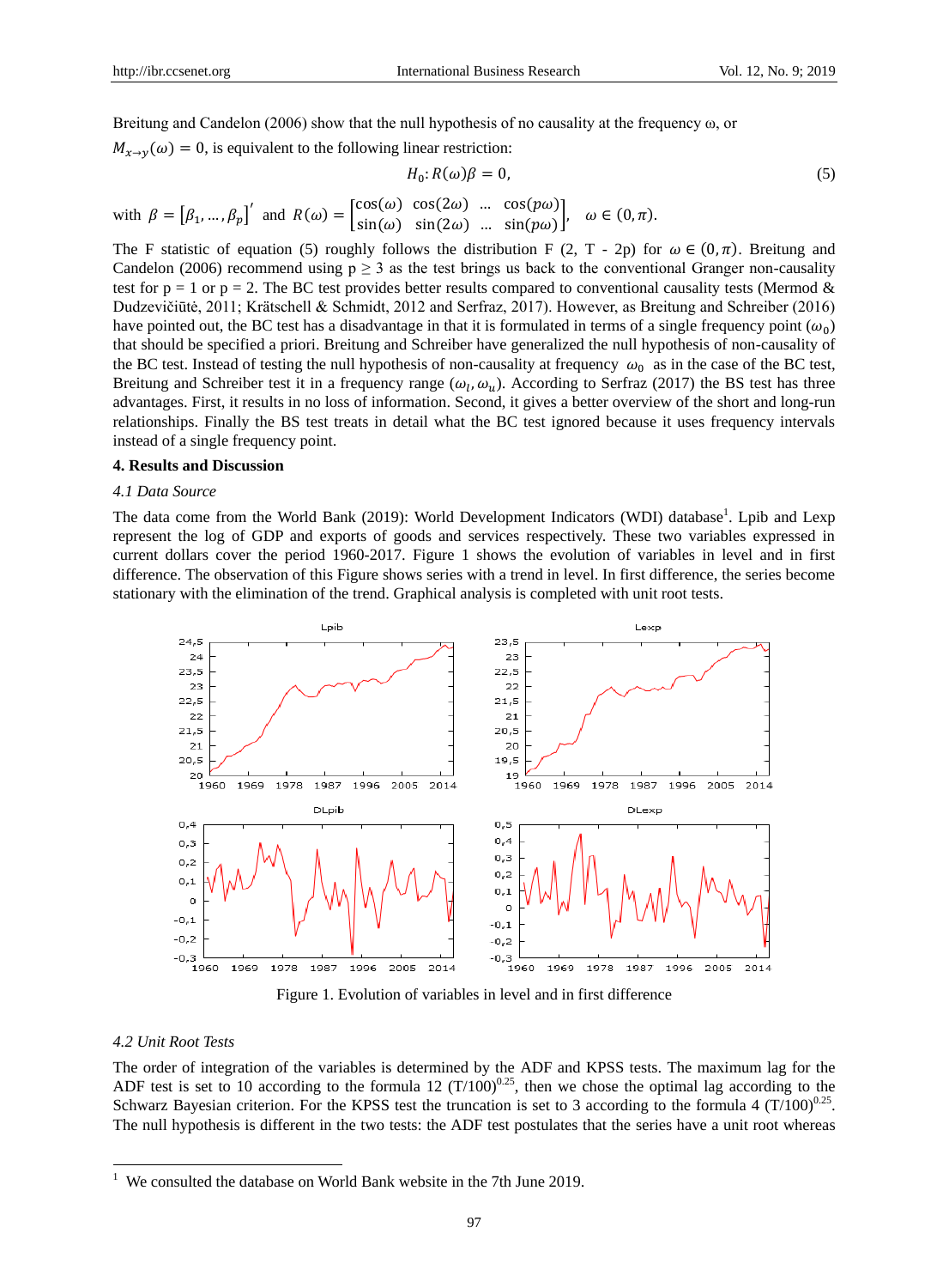Breitung and Candelon (2006) show that the null hypothesis of no causality at the frequency ω, or $M_{x\to y}(\omega) = 0$, is equivalent to the following linear restriction:

$$H_0: R(\omega)\beta = 0, \tag{5}$$

with $\beta = [\beta_1, \ldots, \beta_p]'$ and $R(\omega) = \begin{bmatrix} \cos(\omega) & \cos(2\omega) & \ldots & \cos(p\omega) \\ \sin(\omega) & \sin(2\omega) & \ldots & \sin(p\omega) \end{bmatrix}$, $\omega \in (0, \pi)$.

The F statistic of equation (5) roughly follows the distribution F (2, T - 2p) for $\omega \in (0, \pi)$. Breitung and Candelon (2006) recommend using $p \geq 3$ as the test brings us back to the conventional Granger non-causality test for p = 1 or p = 2. The BC test provides better results compared to conventional causality tests (Mermod & Dudzevičiūtė, 2011; Krätschell & Schmidt, 2012 and Serfraz, 2017). However, as Breitung and Schreiber (2016) have pointed out, the BC test has a disadvantage in that it is formulated in terms of a single frequency point ($\omega_0$) that should be specified a priori. Breitung and Schreiber have generalized the null hypothesis of non-causality of the BC test. Instead of testing the null hypothesis of non-causality at frequency $\omega_0$ as in the case of the BC test, Breitung and Schreiber test it in a frequency range ($\omega_l, \omega_u$). According to Serfraz (2017) the BS test has three advantages. First, it results in no loss of information. Second, it gives a better overview of the short and long-run relationships. Finally the BS test treats in detail what the BC test ignored because it uses frequency intervals instead of a single frequency point.

## 4. Results and Discussion

### *4.1 Data Source*

The data come from the World Bank (2019): World Development Indicators (WDI) database[1]. Lpib and Lexp represent the log of GDP and exports of goods and services respectively. These two variables expressed in current dollars cover the period 1960-2017. Figure 1 shows the evolution of variables in level and in first difference. The observation of this Figure shows series with a trend in level. In first difference, the series become stationary with the elimination of the trend. Graphical analysis is completed with unit root tests.

Figure 1. Evolution of variables in level and in first difference

### *4.2 Unit Root Tests*

The order of integration of the variables is determined by the ADF and KPSS tests. The maximum lag for the ADF test is set to 10 according to the formula $12\ (T/100)^{0.25}$, then we chose the optimal lag according to the Schwarz Bayesian criterion. For the KPSS test the truncation is set to 3 according to the formula $4\ (T/100)^{0.25}$. The null hypothesis is different in the two tests: the ADF test postulates that the series have a unit root whereas

[1] We consulted the database on World Bank website in the 7th June 2019.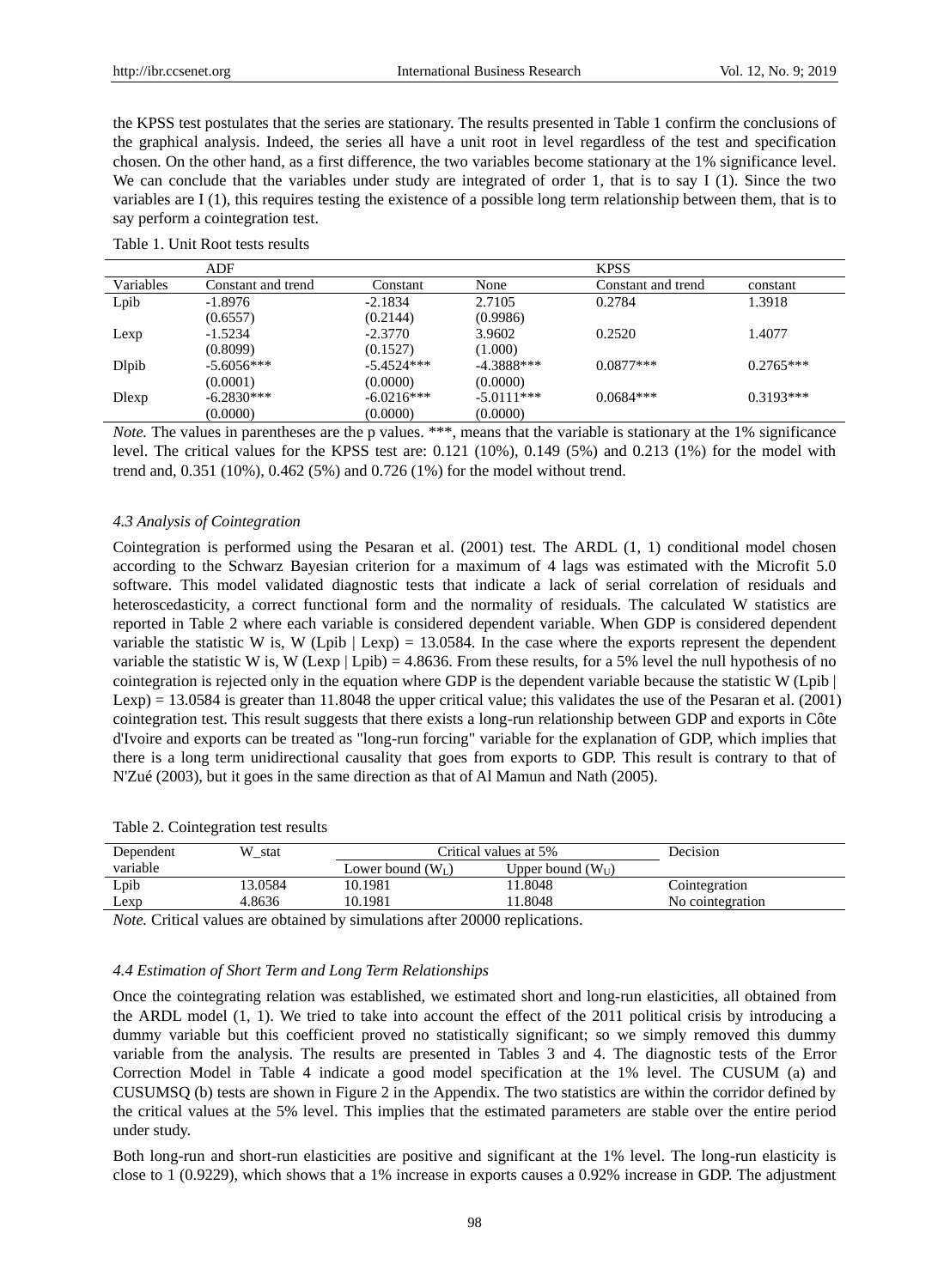the KPSS test postulates that the series are stationary. The results presented in Table 1 confirm the conclusions of the graphical analysis. Indeed, the series all have a unit root in level regardless of the test and specification chosen. On the other hand, as a first difference, the two variables become stationary at the 1% significance level. We can conclude that the variables under study are integrated of order 1, that is to say I (1). Since the two variables are I (1), this requires testing the existence of a possible long term relationship between them, that is to say perform a cointegration test.

Table 1. Unit Root tests results

| | ADF | | | KPSS | |
|---|---|---|---|---|---|
| Variables | Constant and trend | Constant | None | Constant and trend | constant |
| Lpib | -1.8976<br>(0.6557) | -2.1834<br>(0.2144) | 2.7105<br>(0.9986) | 0.2784 | 1.3918 |
| Lexp | -1.5234<br>(0.8099) | -2.3770<br>(0.1527) | 3.9602<br>(1.000) | 0.2520 | 1.4077 |
| Dlpib | -5.6056***<br>(0.0001) | -5.4524***<br>(0.0000) | -4.3888***<br>(0.0000) | 0.0877*** | 0.2765*** |
| Dlexp | -6.2830***<br>(0.0000) | -6.0216***<br>(0.0000) | -5.0111***<br>(0.0000) | 0.0684*** | 0.3193*** |

*Note.* The values in parentheses are the p values. ***, means that the variable is stationary at the 1% significance level. The critical values for the KPSS test are: 0.121 (10%), 0.149 (5%) and 0.213 (1%) for the model with trend and, 0.351 (10%), 0.462 (5%) and 0.726 (1%) for the model without trend.

### *4.3 Analysis of Cointegration*

Cointegration is performed using the Pesaran et al. (2001) test. The ARDL (1, 1) conditional model chosen according to the Schwarz Bayesian criterion for a maximum of 4 lags was estimated with the Microfit 5.0 software. This model validated diagnostic tests that indicate a lack of serial correlation of residuals and heteroscedasticity, a correct functional form and the normality of residuals. The calculated W statistics are reported in Table 2 where each variable is considered dependent variable. When GDP is considered dependent variable the statistic W is, W (Lpib | Lexp) = 13.0584. In the case where the exports represent the dependent variable the statistic W is, W (Lexp | Lpib) = 4.8636. From these results, for a 5% level the null hypothesis of no cointegration is rejected only in the equation where GDP is the dependent variable because the statistic W (Lpib | Lexp) = 13.0584 is greater than 11.8048 the upper critical value; this validates the use of the Pesaran et al. (2001) cointegration test. This result suggests that there exists a long-run relationship between GDP and exports in Côte d'Ivoire and exports can be treated as "long-run forcing" variable for the explanation of GDP, which implies that there is a long term unidirectional causality that goes from exports to GDP. This result is contrary to that of N'Zué (2003), but it goes in the same direction as that of Al Mamun and Nath (2005).

Table 2. Cointegration test results

| Dependent variable | W_stat | Critical values at 5% | | Decision |
|---|---|---|---|---|
| | | Lower bound ($W_L$) | Upper bound ($W_U$) | |
| Lpib | 13.0584 | 10.1981 | 11.8048 | Cointegration |
| Lexp | 4.8636 | 10.1981 | 11.8048 | No cointegration |

*Note.* Critical values are obtained by simulations after 20000 replications.

### *4.4 Estimation of Short Term and Long Term Relationships*

Once the cointegrating relation was established, we estimated short and long-run elasticities, all obtained from the ARDL model (1, 1). We tried to take into account the effect of the 2011 political crisis by introducing a dummy variable but this coefficient proved no statistically significant; so we simply removed this dummy variable from the analysis. The results are presented in Tables 3 and 4. The diagnostic tests of the Error Correction Model in Table 4 indicate a good model specification at the 1% level. The CUSUM (a) and CUSUMSQ (b) tests are shown in Figure 2 in the Appendix. The two statistics are within the corridor defined by the critical values at the 5% level. This implies that the estimated parameters are stable over the entire period under study.

Both long-run and short-run elasticities are positive and significant at the 1% level. The long-run elasticity is close to 1 (0.9229), which shows that a 1% increase in exports causes a 0.92% increase in GDP. The adjustment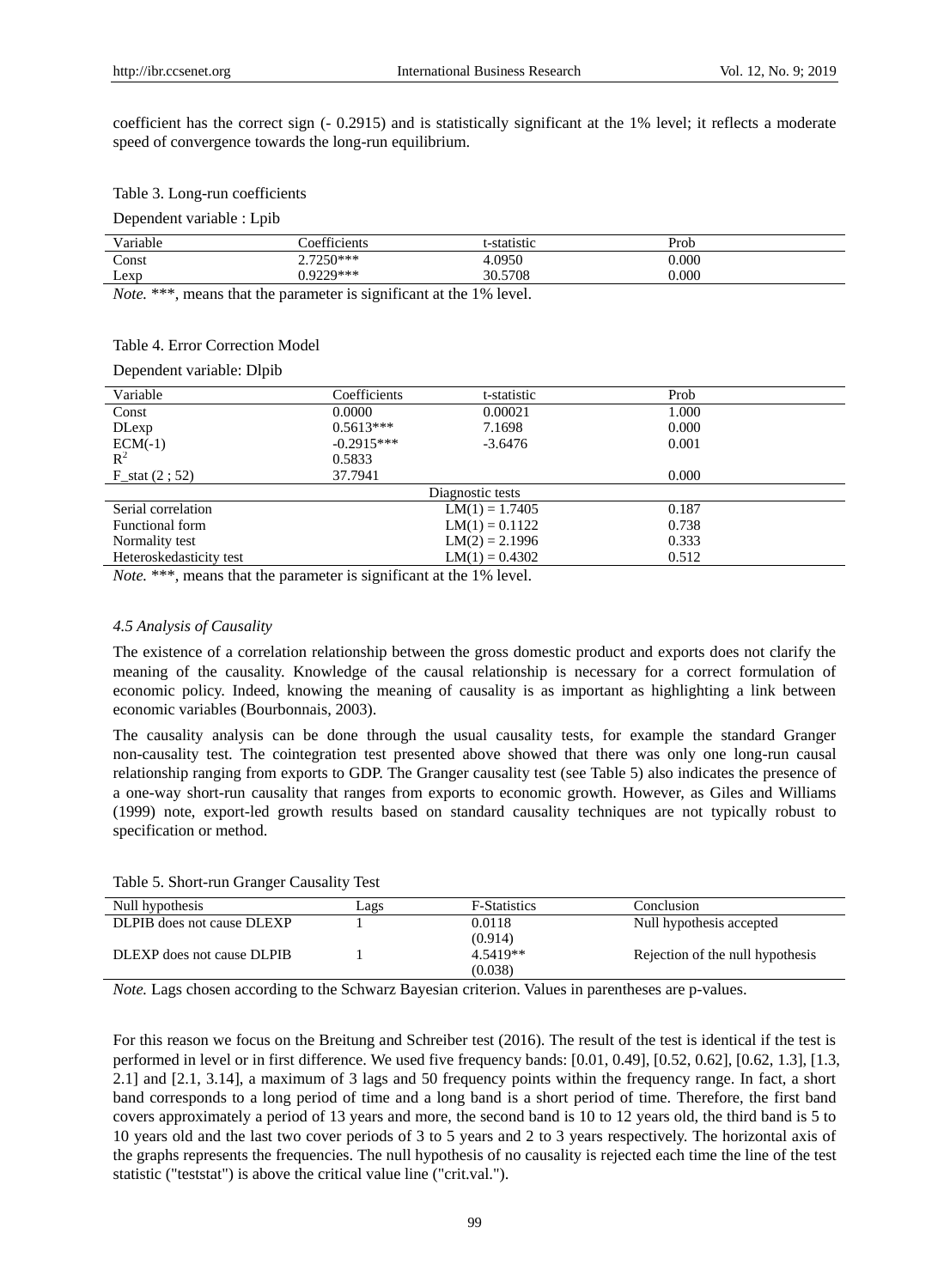coefficient has the correct sign (- 0.2915) and is statistically significant at the 1% level; it reflects a moderate speed of convergence towards the long-run equilibrium.

Table 3. Long-run coefficients

Dependent variable : Lpib

| Variable | Coefficients | t-statistic | Prob |
|---|---|---|---|
| Const | 2.7250*** | 4.0950 | 0.000 |
| Lexp | 0.9229*** | 30.5708 | 0.000 |

*Note.* ***, means that the parameter is significant at the 1% level.

Table 4. Error Correction Model

Dependent variable: Dlpib

| Variable | Coefficients | t-statistic | Prob |
|---|---|---|---|
| Const | 0.0000 | 0.00021 | 1.000 |
| DLexp | 0.5613*** | 7.1698 | 0.000 |
| ECM(-1) | -0.2915*** | -3.6476 | 0.001 |
| $R^2$ | 0.5833 | | |
| F_stat (2 ; 52) | 37.7941 | | 0.000 |
| Diagnostic tests | | | |
| Serial correlation | | LM(1) = 1.7405 | 0.187 |
| Functional form | | LM(1) = 0.1122 | 0.738 |
| Normality test | | LM(2) = 2.1996 | 0.333 |
| Heteroskedasticity test | | LM(1) = 0.4302 | 0.512 |

*Note.* ***, means that the parameter is significant at the 1% level.

#### *4.5 Analysis of Causality*

The existence of a correlation relationship between the gross domestic product and exports does not clarify the meaning of the causality. Knowledge of the causal relationship is necessary for a correct formulation of economic policy. Indeed, knowing the meaning of causality is as important as highlighting a link between economic variables (Bourbonnais, 2003).

The causality analysis can be done through the usual causality tests, for example the standard Granger non-causality test. The cointegration test presented above showed that there was only one long-run causal relationship ranging from exports to GDP. The Granger causality test (see Table 5) also indicates the presence of a one-way short-run causality that ranges from exports to economic growth. However, as Giles and Williams (1999) note, export-led growth results based on standard causality techniques are not typically robust to specification or method.

Table 5. Short-run Granger Causality Test

| Null hypothesis | Lags | F-Statistics | Conclusion |
|---|---|---|---|
| DLPIB does not cause DLEXP | 1 | 0.0118 (0.914) | Null hypothesis accepted |
| DLEXP does not cause DLPIB | 1 | 4.5419** (0.038) | Rejection of the null hypothesis |

*Note.* Lags chosen according to the Schwarz Bayesian criterion. Values in parentheses are p-values.

For this reason we focus on the Breitung and Schreiber test (2016). The result of the test is identical if the test is performed in level or in first difference. We used five frequency bands: [0.01, 0.49], [0.52, 0.62], [0.62, 1.3], [1.3, 2.1] and [2.1, 3.14], a maximum of 3 lags and 50 frequency points within the frequency range. In fact, a short band corresponds to a long period of time and a long band is a short period of time. Therefore, the first band covers approximately a period of 13 years and more, the second band is 10 to 12 years old, the third band is 5 to 10 years old and the last two cover periods of 3 to 5 years and 2 to 3 years respectively. The horizontal axis of the graphs represents the frequencies. The null hypothesis of no causality is rejected each time the line of the test statistic ("teststat") is above the critical value line ("crit.val.").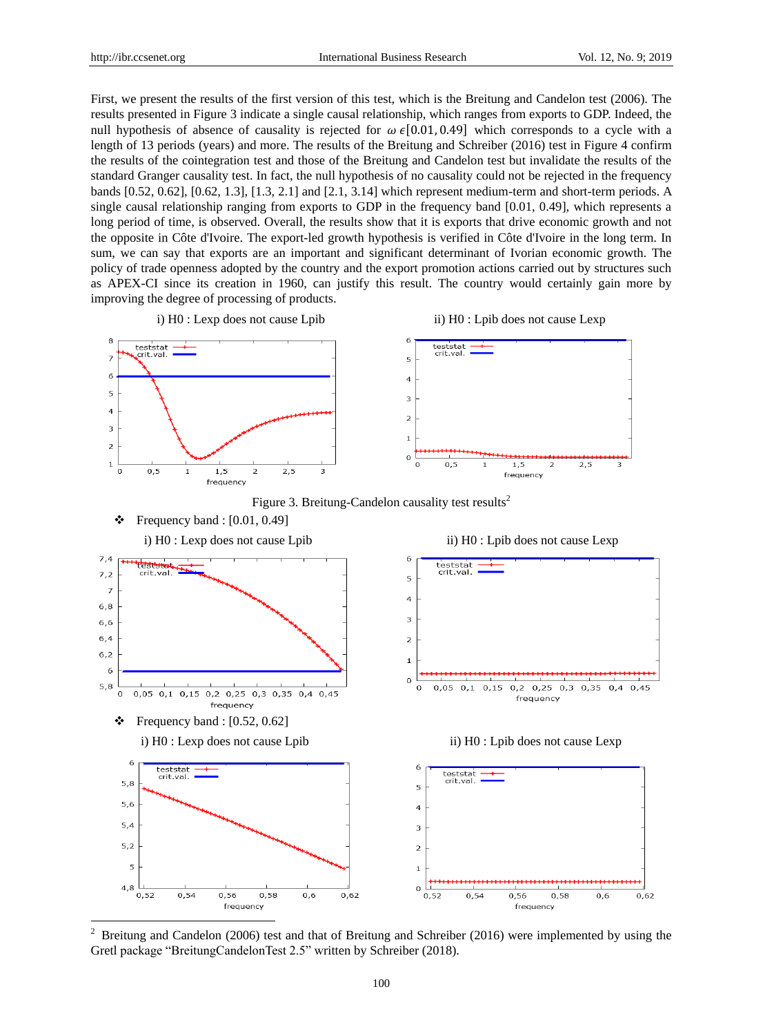First, we present the results of the first version of this test, which is the Breitung and Candelon test (2006). The results presented in Figure 3 indicate a single causal relationship, which ranges from exports to GDP. Indeed, the null hypothesis of absence of causality is rejected for $\omega \in [0.01, 0.49]$ which corresponds to a cycle with a length of 13 periods (years) and more. The results of the Breitung and Schreiber (2016) test in Figure 4 confirm the results of the cointegration test and those of the Breitung and Candelon test but invalidate the results of the standard Granger causality test. In fact, the null hypothesis of no causality could not be rejected in the frequency bands [0.52, 0.62], [0.62, 1.3], [1.3, 2.1] and [2.1, 3.14] which represent medium-term and short-term periods. A single causal relationship ranging from exports to GDP in the frequency band [0.01, 0.49], which represents a long period of time, is observed. Overall, the results show that it is exports that drive economic growth and not the opposite in Côte d'Ivoire. The export-led growth hypothesis is verified in Côte d'Ivoire in the long term. In sum, we can say that exports are an important and significant determinant of Ivorian economic growth. The policy of trade openness adopted by the country and the export promotion actions carried out by structures such as APEX-CI since its creation in 1960, can justify this result. The country would certainly gain more by improving the degree of processing of products.

i) H0 : Lexp does not cause Lpib

ii) H0 : Lpib does not cause Lexp

Figure 3. Breitung-Candelon causality test results[2]

- Frequency band : [0.01, 0.49]

i) H0 : Lexp does not cause Lpib

ii) H0 : Lpib does not cause Lexp

- Frequency band : [0.52, 0.62]

i) H0 : Lexp does not cause Lpib

ii) H0 : Lpib does not cause Lexp

[2] Breitung and Candelon (2006) test and that of Breitung and Schreiber (2016) were implemented by using the Gretl package "BreitungCandelonTest 2.5" written by Schreiber (2018).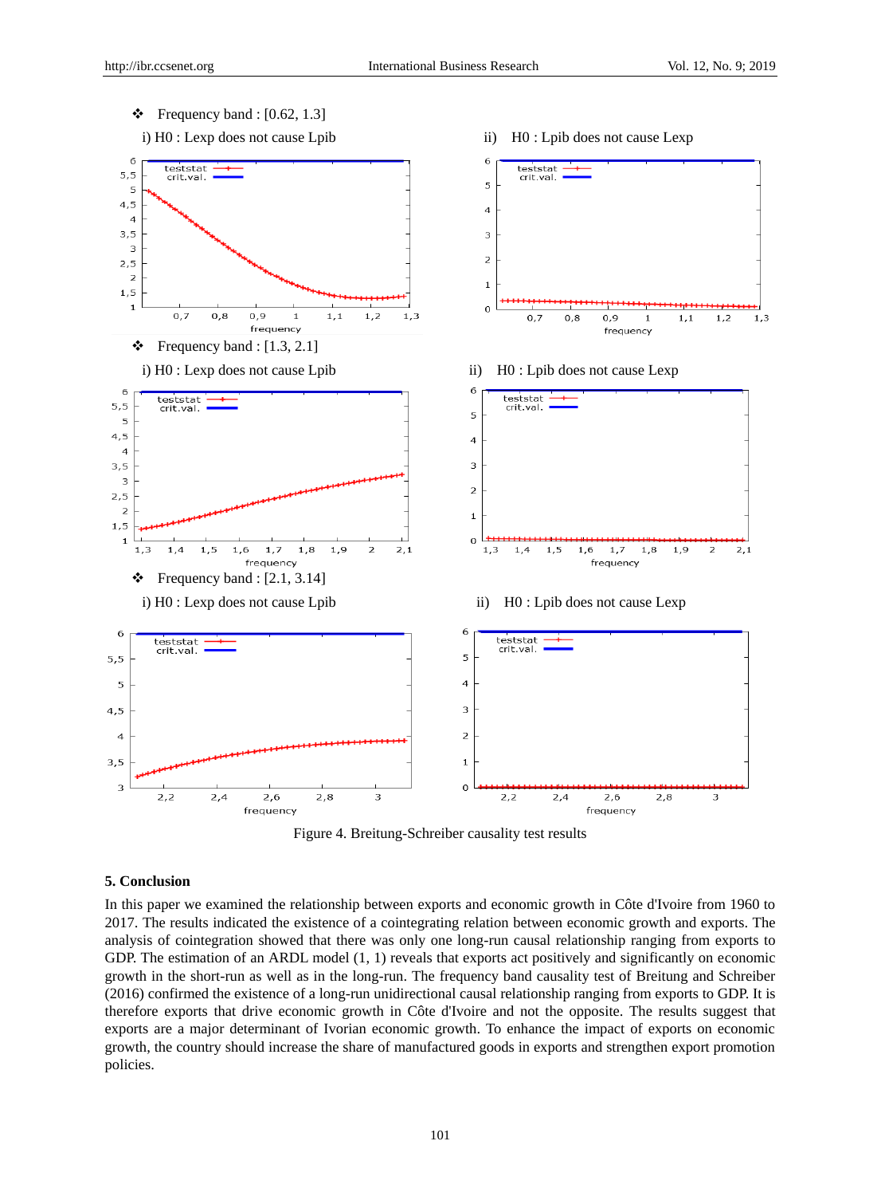❖ Frequency band : [0.62, 1.3]

i) H0 : Lexp does not cause Lpib

ii) H0 : Lpib does not cause Lexp

❖ Frequency band : [1.3, 2.1]

i) H0 : Lexp does not cause Lpib

ii) H0 : Lpib does not cause Lexp

❖ Frequency band : [2.1, 3.14]

i) H0 : Lexp does not cause Lpib

ii) H0 : Lpib does not cause Lexp

Figure 4. Breitung-Schreiber causality test results

## 5. Conclusion

In this paper we examined the relationship between exports and economic growth in Côte d'Ivoire from 1960 to 2017. The results indicated the existence of a cointegrating relation between economic growth and exports. The analysis of cointegration showed that there was only one long-run causal relationship ranging from exports to GDP. The estimation of an ARDL model (1, 1) reveals that exports act positively and significantly on economic growth in the short-run as well as in the long-run. The frequency band causality test of Breitung and Schreiber (2016) confirmed the existence of a long-run unidirectional causal relationship ranging from exports to GDP. It is therefore exports that drive economic growth in Côte d'Ivoire and not the opposite. The results suggest that exports are a major determinant of Ivorian economic growth. To enhance the impact of exports on economic growth, the country should increase the share of manufactured goods in exports and strengthen export promotion policies.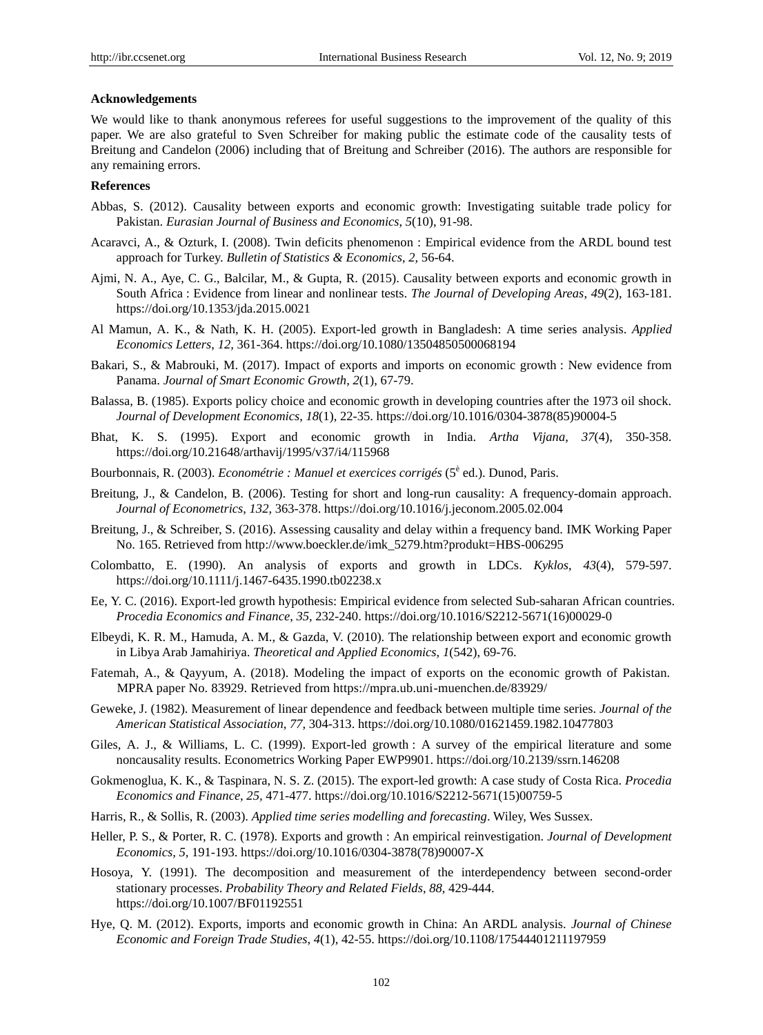**Acknowledgements**

We would like to thank anonymous referees for useful suggestions to the improvement of the quality of this paper. We are also grateful to Sven Schreiber for making public the estimate code of the causality tests of Breitung and Candelon (2006) including that of Breitung and Schreiber (2016). The authors are responsible for any remaining errors.

**References**

Abbas, S. (2012). Causality between exports and economic growth: Investigating suitable trade policy for Pakistan. *Eurasian Journal of Business and Economics*, *5*(10), 91-98.

Acaravci, A., & Ozturk, I. (2008). Twin deficits phenomenon : Empirical evidence from the ARDL bound test approach for Turkey. *Bulletin of Statistics & Economics*, *2,* 56-64.

Ajmi, N. A., Aye, C. G., Balcilar, M., & Gupta, R. (2015). Causality between exports and economic growth in South Africa : Evidence from linear and nonlinear tests. *The Journal of Developing Areas*, *49*(2), 163-181. https://doi.org/10.1353/jda.2015.0021

Al Mamun, A. K., & Nath, K. H. (2005). Export-led growth in Bangladesh: A time series analysis. *Applied Economics Letters*, *12,* 361-364. https://doi.org/10.1080/13504850500068194

Bakari, S., & Mabrouki, M. (2017). Impact of exports and imports on economic growth : New evidence from Panama. *Journal of Smart Economic Growth*, *2*(1), 67-79.

Balassa, B. (1985). Exports policy choice and economic growth in developing countries after the 1973 oil shock. *Journal of Development Economics*, *18*(1), 22-35. https://doi.org/10.1016/0304-3878(85)90004-5

Bhat, K. S. (1995). Export and economic growth in India. *Artha Vijana*, *37*(4), 350-358. https://doi.org/10.21648/arthavij/1995/v37/i4/115968

Bourbonnais, R. (2003). *Econométrie : Manuel et exercices corrigés* (5è ed.). Dunod, Paris.

Breitung, J., & Candelon, B. (2006). Testing for short and long-run causality: A frequency-domain approach. *Journal of Econometrics*, *132,* 363-378. https://doi.org/10.1016/j.jeconom.2005.02.004

Breitung, J., & Schreiber, S. (2016). Assessing causality and delay within a frequency band. IMK Working Paper No. 165. Retrieved from http://www.boeckler.de/imk_5279.htm?produkt=HBS-006295

Colombatto, E. (1990). An analysis of exports and growth in LDCs. *Kyklos*, *43*(4), 579-597. https://doi.org/10.1111/j.1467-6435.1990.tb02238.x

Ee, Y. C. (2016). Export-led growth hypothesis: Empirical evidence from selected Sub-saharan African countries. *Procedia Economics and Finance*, *35,* 232-240. https://doi.org/10.1016/S2212-5671(16)00029-0

Elbeydi, K. R. M., Hamuda, A. M., & Gazda, V. (2010). The relationship between export and economic growth in Libya Arab Jamahiriya. *Theoretical and Applied Economics*, *1*(542), 69-76.

Fatemah, A., & Qayyum, A. (2018). Modeling the impact of exports on the economic growth of Pakistan. MPRA paper No. 83929. Retrieved from https://mpra.ub.uni-muenchen.de/83929/

Geweke, J. (1982). Measurement of linear dependence and feedback between multiple time series. *Journal of the American Statistical Association*, *77,* 304-313. https://doi.org/10.1080/01621459.1982.10477803

Giles, A. J., & Williams, L. C. (1999). Export-led growth : A survey of the empirical literature and some noncausality results. Econometrics Working Paper EWP9901. https://doi.org/10.2139/ssrn.146208

Gokmenoglua, K. K., & Taspinara, N. S. Z. (2015). The export-led growth: A case study of Costa Rica. *Procedia Economics and Finance*, *25,* 471-477. https://doi.org/10.1016/S2212-5671(15)00759-5

Harris, R., & Sollis, R. (2003). *Applied time series modelling and forecasting*. Wiley, Wes Sussex.

Heller, P. S., & Porter, R. C. (1978). Exports and growth : An empirical reinvestigation. *Journal of Development Economics*, *5,* 191-193. https://doi.org/10.1016/0304-3878(78)90007-X

Hosoya, Y. (1991). The decomposition and measurement of the interdependency between second-order stationary processes. *Probability Theory and Related Fields*, *88,* 429-444. https://doi.org/10.1007/BF01192551

Hye, Q. M. (2012). Exports, imports and economic growth in China: An ARDL analysis. *Journal of Chinese Economic and Foreign Trade Studies*, *4*(1), 42-55. https://doi.org/10.1108/17544401211197959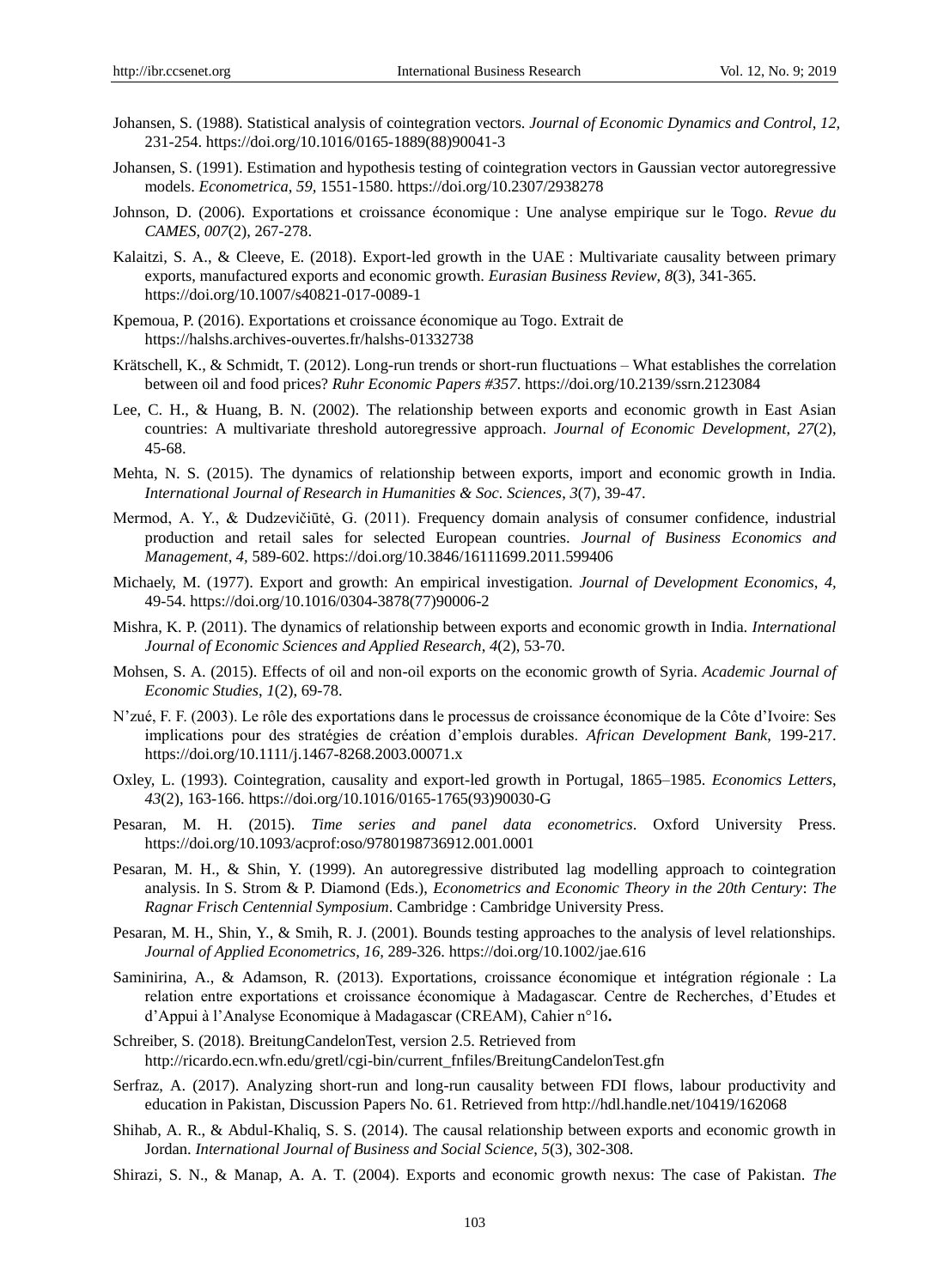Johansen, S. (1988). Statistical analysis of cointegration vectors. *Journal of Economic Dynamics and Control*, *12*, 231-254. https://doi.org/10.1016/0165-1889(88)90041-3

Johansen, S. (1991). Estimation and hypothesis testing of cointegration vectors in Gaussian vector autoregressive models. *Econometrica*, *59*, 1551-1580. https://doi.org/10.2307/2938278

Johnson, D. (2006). Exportations et croissance économique : Une analyse empirique sur le Togo. *Revue du CAMES*, *007*(2), 267-278.

Kalaitzi, S. A., & Cleeve, E. (2018). Export-led growth in the UAE : Multivariate causality between primary exports, manufactured exports and economic growth. *Eurasian Business Review*, *8*(3), 341-365. https://doi.org/10.1007/s40821-017-0089-1

Kpemoua, P. (2016). Exportations et croissance économique au Togo. Extrait de https://halshs.archives-ouvertes.fr/halshs-01332738

Krätschell, K., & Schmidt, T. (2012). Long-run trends or short-run fluctuations – What establishes the correlation between oil and food prices? *Ruhr Economic Papers #357*. https://doi.org/10.2139/ssrn.2123084

Lee, C. H., & Huang, B. N. (2002). The relationship between exports and economic growth in East Asian countries: A multivariate threshold autoregressive approach. *Journal of Economic Development*, *27*(2), 45-68.

Mehta, N. S. (2015). The dynamics of relationship between exports, import and economic growth in India. *International Journal of Research in Humanities & Soc. Sciences*, *3*(7), 39-47.

Mermod, A. Y., & Dudzevičiūtė, G. (2011). Frequency domain analysis of consumer confidence, industrial production and retail sales for selected European countries. *Journal of Business Economics and Management*, *4*, 589-602. https://doi.org/10.3846/16111699.2011.599406

Michaely, M. (1977). Export and growth: An empirical investigation. *Journal of Development Economics*, *4*, 49-54. https://doi.org/10.1016/0304-3878(77)90006-2

Mishra, K. P. (2011). The dynamics of relationship between exports and economic growth in India. *International Journal of Economic Sciences and Applied Research*, *4*(2), 53-70.

Mohsen, S. A. (2015). Effects of oil and non-oil exports on the economic growth of Syria. *Academic Journal of Economic Studies*, *1*(2), 69-78.

N'zué, F. F. (2003). Le rôle des exportations dans le processus de croissance économique de la Côte d'Ivoire: Ses implications pour des stratégies de création d'emplois durables. *African Development Bank*, 199-217. https://doi.org/10.1111/j.1467-8268.2003.00071.x

Oxley, L. (1993). Cointegration, causality and export-led growth in Portugal, 1865–1985. *Economics Letters*, *43*(2), 163-166. https://doi.org/10.1016/0165-1765(93)90030-G

Pesaran, M. H. (2015). *Time series and panel data econometrics*. Oxford University Press. https://doi.org/10.1093/acprof:oso/9780198736912.001.0001

Pesaran, M. H., & Shin, Y. (1999). An autoregressive distributed lag modelling approach to cointegration analysis. In S. Strom & P. Diamond (Eds.), *Econometrics and Economic Theory in the 20th Century*: *The Ragnar Frisch Centennial Symposium*. Cambridge : Cambridge University Press.

Pesaran, M. H., Shin, Y., & Smih, R. J. (2001). Bounds testing approaches to the analysis of level relationships. *Journal of Applied Econometrics*, *16*, 289-326. https://doi.org/10.1002/jae.616

Saminirina, A., & Adamson, R. (2013). Exportations, croissance économique et intégration régionale : La relation entre exportations et croissance économique à Madagascar. Centre de Recherches, d'Etudes et d'Appui à l'Analyse Economique à Madagascar (CREAM), Cahier n°16**.**

Schreiber, S. (2018). BreitungCandelonTest, version 2.5. Retrieved from http://ricardo.ecn.wfn.edu/gretl/cgi-bin/current_fnfiles/BreitungCandelonTest.gfn

Serfraz, A. (2017). Analyzing short-run and long-run causality between FDI flows, labour productivity and education in Pakistan, Discussion Papers No. 61. Retrieved from http://hdl.handle.net/10419/162068

Shihab, A. R., & Abdul-Khaliq, S. S. (2014). The causal relationship between exports and economic growth in Jordan. *International Journal of Business and Social Science*, *5*(3), 302-308.

Shirazi, S. N., & Manap, A. A. T. (2004). Exports and economic growth nexus: The case of Pakistan. *The*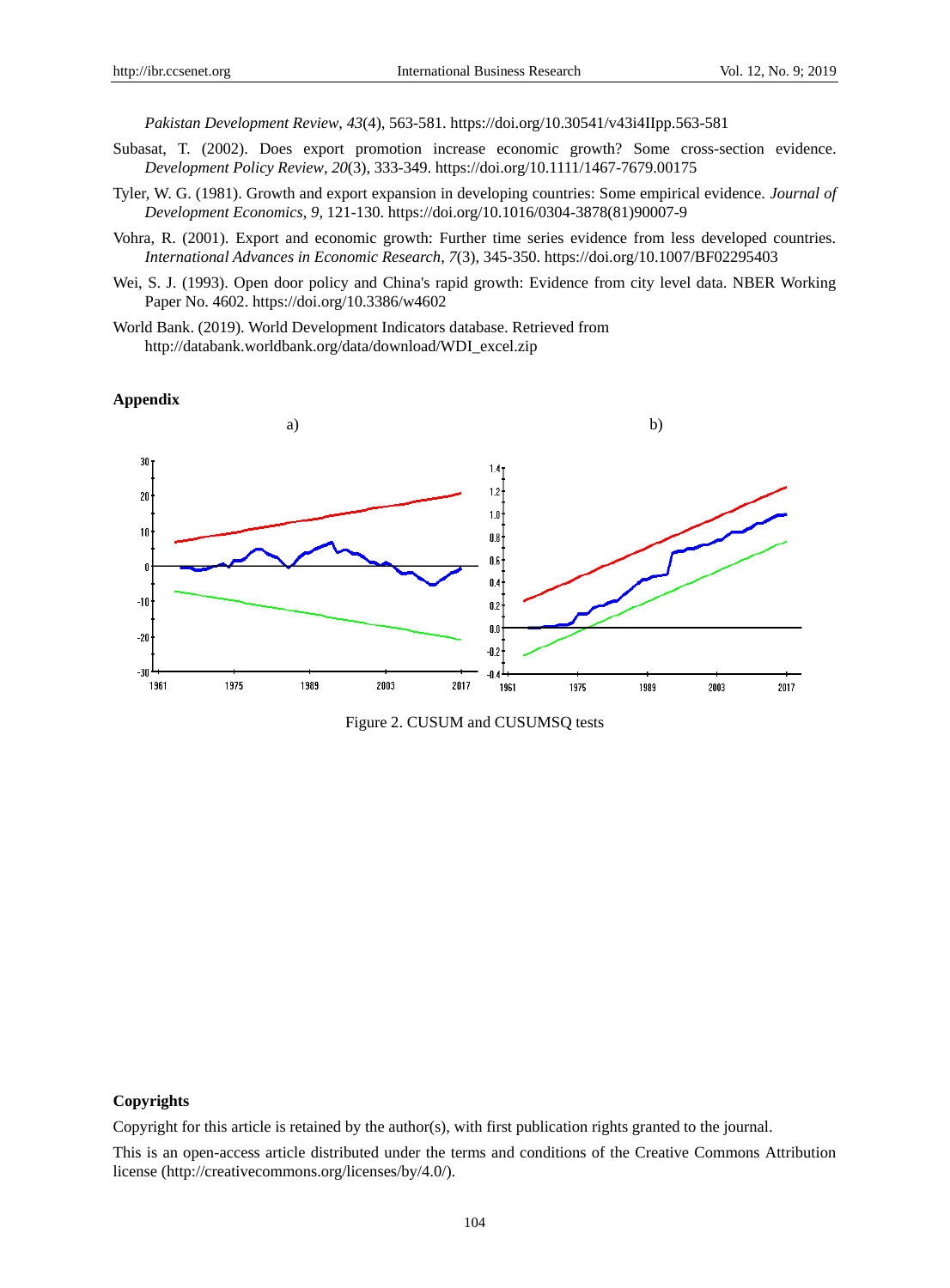*Pakistan Development Review*, *43*(4), 563-581. https://doi.org/10.30541/v43i4IIpp.563-581

Subasat, T. (2002). Does export promotion increase economic growth? Some cross-section evidence. *Development Policy Review*, *20*(3), 333-349. https://doi.org/10.1111/1467-7679.00175

Tyler, W. G. (1981). Growth and export expansion in developing countries: Some empirical evidence. *Journal of Development Economics*, *9*, 121-130. https://doi.org/10.1016/0304-3878(81)90007-9

Vohra, R. (2001). Export and economic growth: Further time series evidence from less developed countries. *International Advances in Economic Research*, *7*(3), 345-350. https://doi.org/10.1007/BF02295403

Wei, S. J. (1993). Open door policy and China's rapid growth: Evidence from city level data. NBER Working Paper No. 4602. https://doi.org/10.3386/w4602

World Bank. (2019). World Development Indicators database. Retrieved from http://databank.worldbank.org/data/download/WDI_excel.zip

## Appendix

a)

30
20
10
0
-10
-20
-30
1961 1975 1989 2003 2017

b)

1.4
1.2
1.0
0.8
0.6
0.4
0.2
0.0
-0.2
-0.4
1961 1975 1989 2003 2017

Figure 2. CUSUM and CUSUMSQ tests

## Copyrights

Copyright for this article is retained by the author(s), with first publication rights granted to the journal.

This is an open-access article distributed under the terms and conditions of the Creative Commons Attribution license (http://creativecommons.org/licenses/by/4.0/).